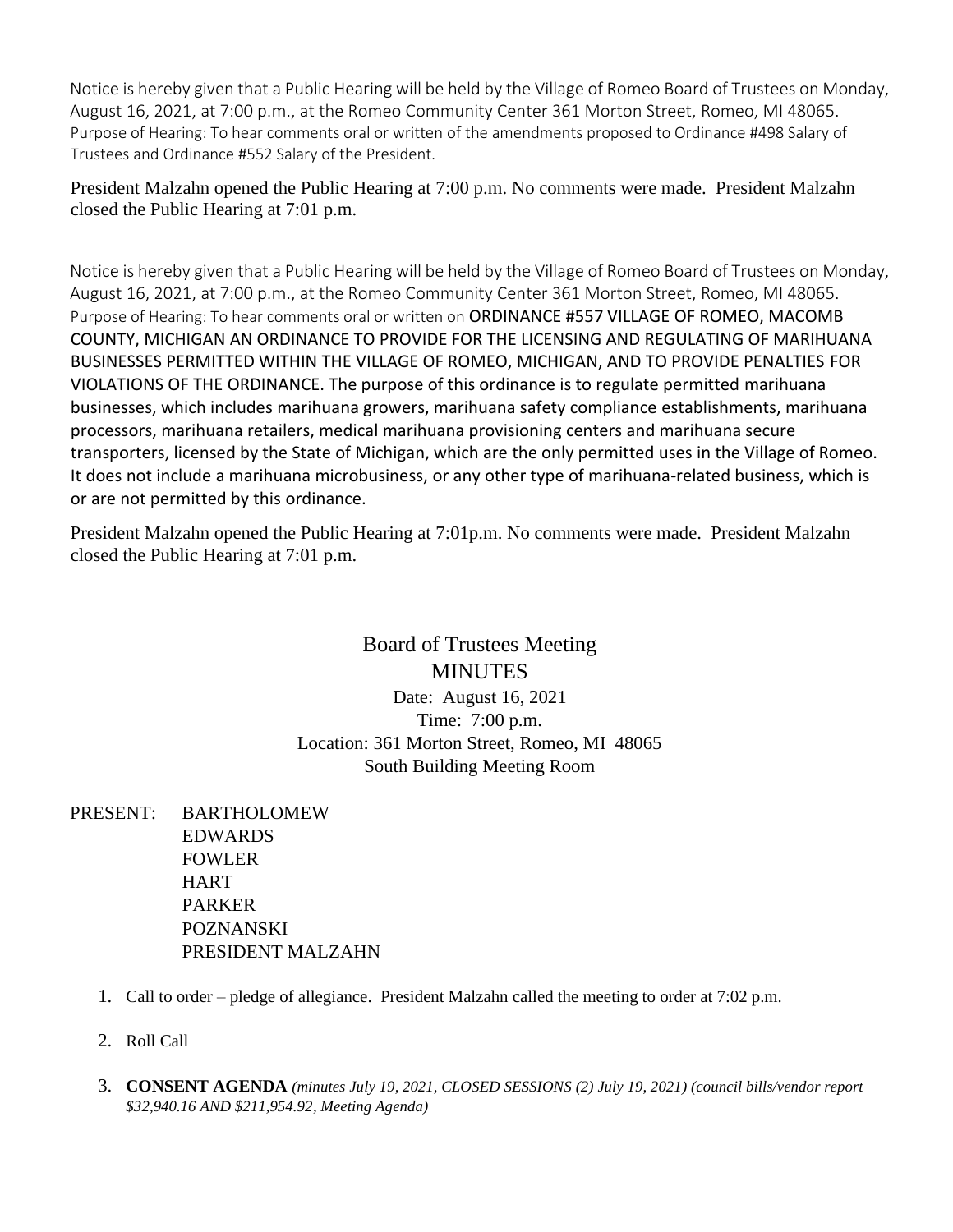Notice is hereby given that a Public Hearing will be held by the Village of Romeo Board of Trustees on Monday, August 16, 2021, at 7:00 p.m., at the Romeo Community Center 361 Morton Street, Romeo, MI 48065. Purpose of Hearing: To hear comments oral or written of the amendments proposed to Ordinance #498 Salary of Trustees and Ordinance #552 Salary of the President.

President Malzahn opened the Public Hearing at 7:00 p.m. No comments were made. President Malzahn closed the Public Hearing at 7:01 p.m.

Notice is hereby given that a Public Hearing will be held by the Village of Romeo Board of Trustees on Monday, August 16, 2021, at 7:00 p.m., at the Romeo Community Center 361 Morton Street, Romeo, MI 48065. Purpose of Hearing: To hear comments oral or written on ORDINANCE #557 VILLAGE OF ROMEO, MACOMB COUNTY, MICHIGAN AN ORDINANCE TO PROVIDE FOR THE LICENSING AND REGULATING OF MARIHUANA BUSINESSES PERMITTED WITHIN THE VILLAGE OF ROMEO, MICHIGAN, AND TO PROVIDE PENALTIES FOR VIOLATIONS OF THE ORDINANCE. The purpose of this ordinance is to regulate permitted marihuana businesses, which includes marihuana growers, marihuana safety compliance establishments, marihuana processors, marihuana retailers, medical marihuana provisioning centers and marihuana secure transporters, licensed by the State of Michigan, which are the only permitted uses in the Village of Romeo. It does not include a marihuana microbusiness, or any other type of marihuana-related business, which is or are not permitted by this ordinance.

President Malzahn opened the Public Hearing at 7:01p.m. No comments were made. President Malzahn closed the Public Hearing at 7:01 p.m.

# Board of Trustees Meeting
## MINUTES

Date: August 16, 2021
Time: 7:00 p.m.
Location: 361 Morton Street, Romeo, MI 48065
South Building Meeting Room

PRESENT:
BARTHOLOMEW
EDWARDS
FOWLER
HART
PARKER
POZNANSKI
PRESIDENT MALZAHN

1. Call to order – pledge of allegiance. President Malzahn called the meeting to order at 7:02 p.m.
2. Roll Call
3. **CONSENT AGENDA** *(minutes July 19, 2021, CLOSED SESSIONS (2) July 19, 2021) (council bills/vendor report $32,940.16 AND $211,954.92, Meeting Agenda)*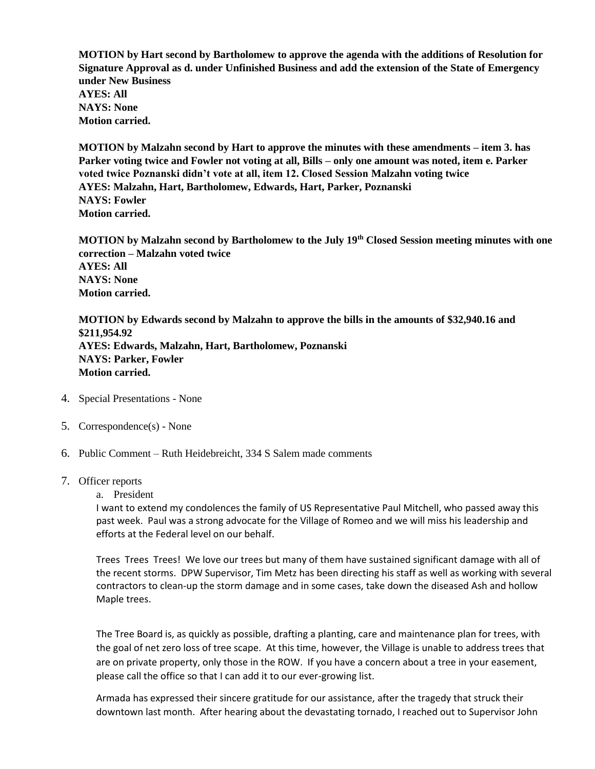**MOTION by Hart second by Bartholomew to approve the agenda with the additions of Resolution for Signature Approval as d. under Unfinished Business and add the extension of the State of Emergency under New Business**
**AYES: All**
**NAYS: None**
**Motion carried.**

**MOTION by Malzahn second by Hart to approve the minutes with these amendments – item 3. has Parker voting twice and Fowler not voting at all, Bills – only one amount was noted, item e. Parker voted twice Poznanski didn't vote at all, item 12. Closed Session Malzahn voting twice**
**AYES: Malzahn, Hart, Bartholomew, Edwards, Hart, Parker, Poznanski**
**NAYS: Fowler**
**Motion carried.**

**MOTION by Malzahn second by Bartholomew to the July 19th Closed Session meeting minutes with one correction – Malzahn voted twice**
**AYES: All**
**NAYS: None**
**Motion carried.**

**MOTION by Edwards second by Malzahn to approve the bills in the amounts of $32,940.16 and $211,954.92**
**AYES: Edwards, Malzahn, Hart, Bartholomew, Poznanski**
**NAYS: Parker, Fowler**
**Motion carried.**

4. Special Presentations - None

5. Correspondence(s) - None

6. Public Comment – Ruth Heidebreicht, 334 S Salem made comments

7. Officer reports
   a. President

   I want to extend my condolences the family of US Representative Paul Mitchell, who passed away this past week. Paul was a strong advocate for the Village of Romeo and we will miss his leadership and efforts at the Federal level on our behalf.

   Trees Trees Trees! We love our trees but many of them have sustained significant damage with all of the recent storms. DPW Supervisor, Tim Metz has been directing his staff as well as working with several contractors to clean-up the storm damage and in some cases, take down the diseased Ash and hollow Maple trees.

   The Tree Board is, as quickly as possible, drafting a planting, care and maintenance plan for trees, with the goal of net zero loss of tree scape. At this time, however, the Village is unable to address trees that are on private property, only those in the ROW. If you have a concern about a tree in your easement, please call the office so that I can add it to our ever-growing list.

   Armada has expressed their sincere gratitude for our assistance, after the tragedy that struck their downtown last month. After hearing about the devastating tornado, I reached out to Supervisor John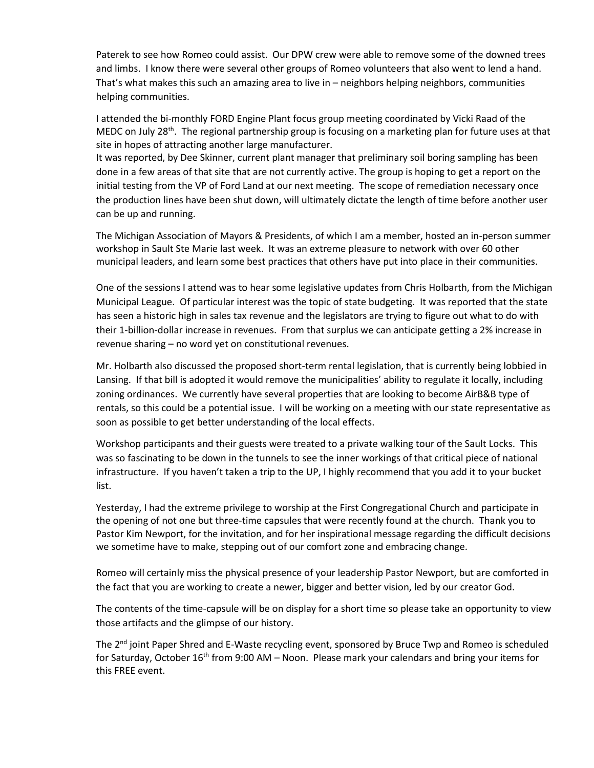Paterek to see how Romeo could assist. Our DPW crew were able to remove some of the downed trees and limbs. I know there were several other groups of Romeo volunteers that also went to lend a hand. That's what makes this such an amazing area to live in – neighbors helping neighbors, communities helping communities.

I attended the bi-monthly FORD Engine Plant focus group meeting coordinated by Vicki Raad of the MEDC on July 28th. The regional partnership group is focusing on a marketing plan for future uses at that site in hopes of attracting another large manufacturer.
It was reported, by Dee Skinner, current plant manager that preliminary soil boring sampling has been done in a few areas of that site that are not currently active. The group is hoping to get a report on the initial testing from the VP of Ford Land at our next meeting. The scope of remediation necessary once the production lines have been shut down, will ultimately dictate the length of time before another user can be up and running.

The Michigan Association of Mayors & Presidents, of which I am a member, hosted an in-person summer workshop in Sault Ste Marie last week. It was an extreme pleasure to network with over 60 other municipal leaders, and learn some best practices that others have put into place in their communities.

One of the sessions I attend was to hear some legislative updates from Chris Holbarth, from the Michigan Municipal League. Of particular interest was the topic of state budgeting. It was reported that the state has seen a historic high in sales tax revenue and the legislators are trying to figure out what to do with their 1-billion-dollar increase in revenues. From that surplus we can anticipate getting a 2% increase in revenue sharing – no word yet on constitutional revenues.

Mr. Holbarth also discussed the proposed short-term rental legislation, that is currently being lobbied in Lansing. If that bill is adopted it would remove the municipalities' ability to regulate it locally, including zoning ordinances. We currently have several properties that are looking to become AirB&B type of rentals, so this could be a potential issue. I will be working on a meeting with our state representative as soon as possible to get better understanding of the local effects.

Workshop participants and their guests were treated to a private walking tour of the Sault Locks. This was so fascinating to be down in the tunnels to see the inner workings of that critical piece of national infrastructure. If you haven't taken a trip to the UP, I highly recommend that you add it to your bucket list.

Yesterday, I had the extreme privilege to worship at the First Congregational Church and participate in the opening of not one but three-time capsules that were recently found at the church. Thank you to Pastor Kim Newport, for the invitation, and for her inspirational message regarding the difficult decisions we sometime have to make, stepping out of our comfort zone and embracing change.

Romeo will certainly miss the physical presence of your leadership Pastor Newport, but are comforted in the fact that you are working to create a newer, bigger and better vision, led by our creator God.

The contents of the time-capsule will be on display for a short time so please take an opportunity to view those artifacts and the glimpse of our history.

The 2nd joint Paper Shred and E-Waste recycling event, sponsored by Bruce Twp and Romeo is scheduled for Saturday, October 16th from 9:00 AM – Noon. Please mark your calendars and bring your items for this FREE event.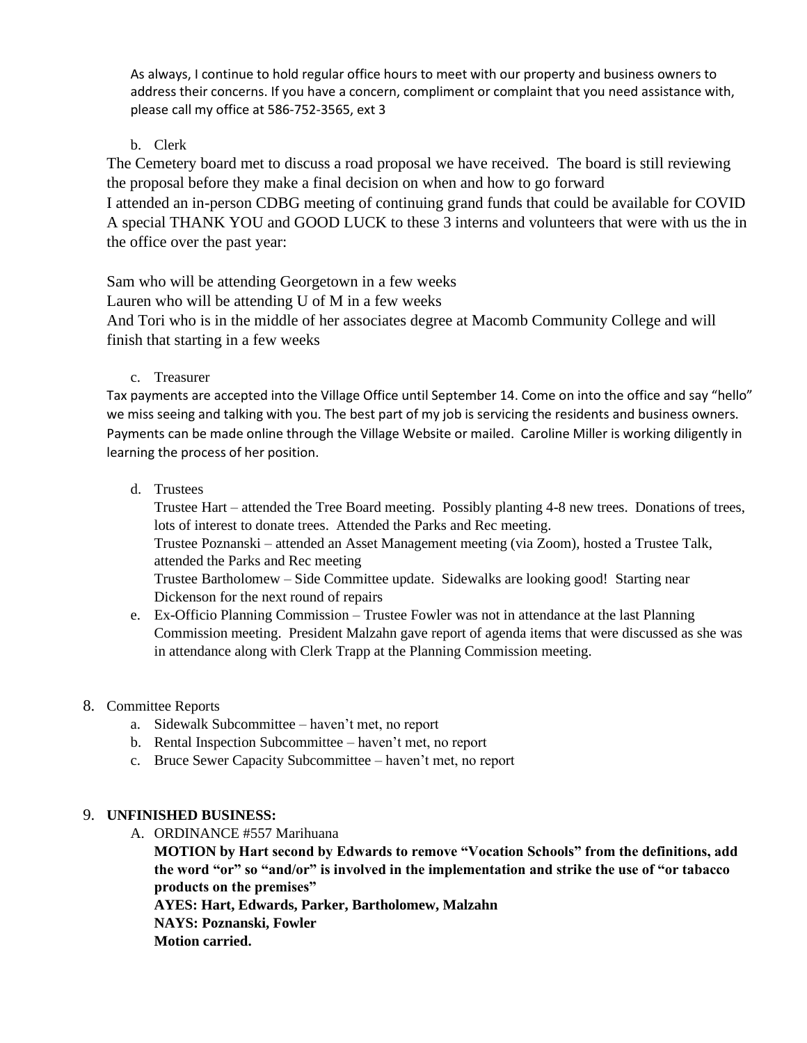As always, I continue to hold regular office hours to meet with our property and business owners to address their concerns. If you have a concern, compliment or complaint that you need assistance with, please call my office at 586-752-3565, ext 3

b. Clerk

The Cemetery board met to discuss a road proposal we have received. The board is still reviewing the proposal before they make a final decision on when and how to go forward
I attended an in-person CDBG meeting of continuing grand funds that could be available for COVID
A special THANK YOU and GOOD LUCK to these 3 interns and volunteers that were with us the in the office over the past year:

Sam who will be attending Georgetown in a few weeks
Lauren who will be attending U of M in a few weeks
And Tori who is in the middle of her associates degree at Macomb Community College and will finish that starting in a few weeks

c. Treasurer

Tax payments are accepted into the Village Office until September 14. Come on into the office and say "hello" we miss seeing and talking with you. The best part of my job is servicing the residents and business owners. Payments can be made online through the Village Website or mailed. Caroline Miller is working diligently in learning the process of her position.

d. Trustees
   Trustee Hart – attended the Tree Board meeting. Possibly planting 4-8 new trees. Donations of trees, lots of interest to donate trees. Attended the Parks and Rec meeting.
   Trustee Poznanski – attended an Asset Management meeting (via Zoom), hosted a Trustee Talk, attended the Parks and Rec meeting
   Trustee Bartholomew – Side Committee update. Sidewalks are looking good! Starting near Dickenson for the next round of repairs
e. Ex-Officio Planning Commission – Trustee Fowler was not in attendance at the last Planning Commission meeting. President Malzahn gave report of agenda items that were discussed as she was in attendance along with Clerk Trapp at the Planning Commission meeting.

8. Committee Reports
   a. Sidewalk Subcommittee – haven't met, no report
   b. Rental Inspection Subcommittee – haven't met, no report
   c. Bruce Sewer Capacity Subcommittee – haven't met, no report

9. **UNFINISHED BUSINESS:**
   A. ORDINANCE #557 Marihuana
   **MOTION by Hart second by Edwards to remove "Vocation Schools" from the definitions, add the word "or" so "and/or" is involved in the implementation and strike the use of "or tabacco products on the premises"**
   **AYES: Hart, Edwards, Parker, Bartholomew, Malzahn**
   **NAYS: Poznanski, Fowler**
   **Motion carried.**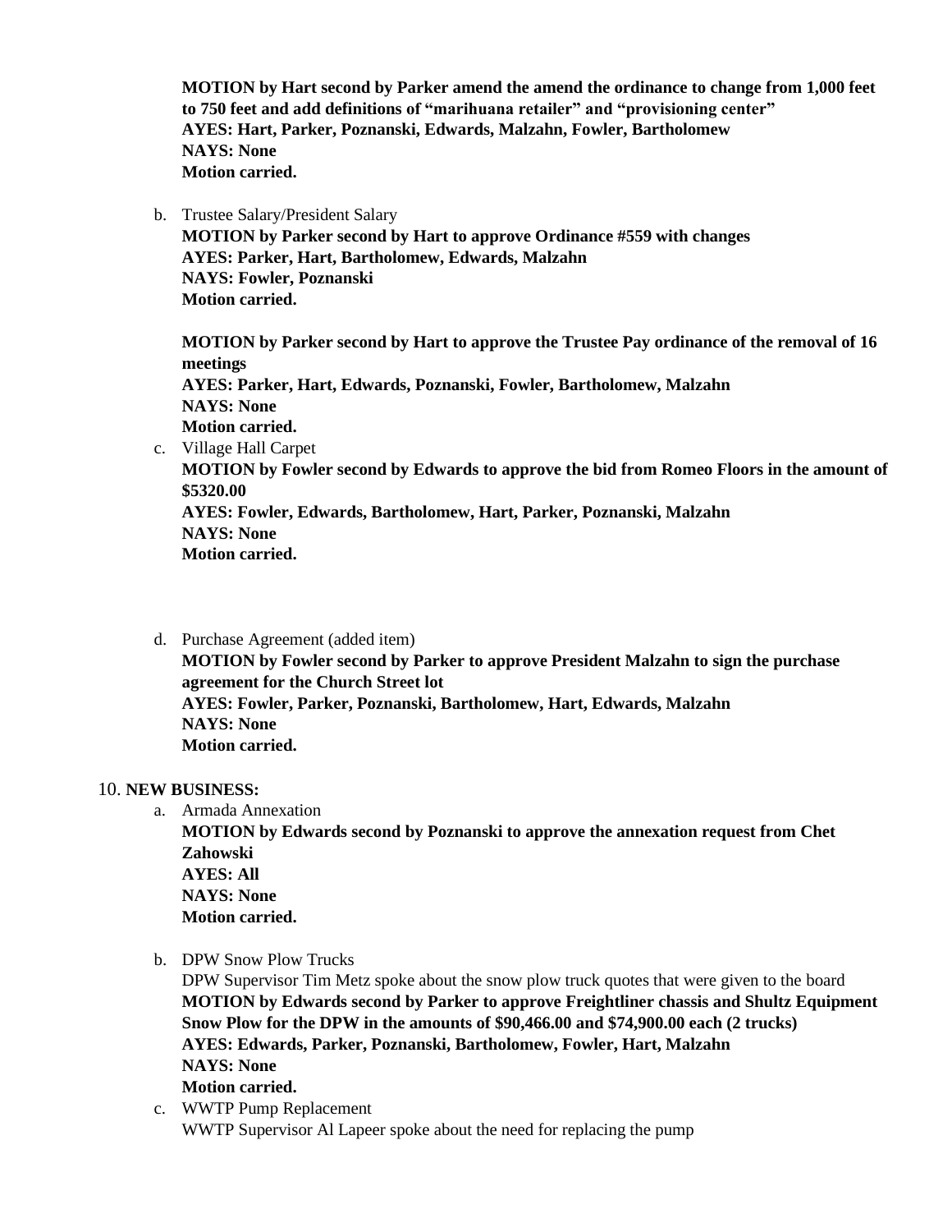**MOTION by Hart second by Parker amend the amend the ordinance to change from 1,000 feet to 750 feet and add definitions of "marihuana retailer" and "provisioning center"**
**AYES: Hart, Parker, Poznanski, Edwards, Malzahn, Fowler, Bartholomew**
**NAYS: None**
**Motion carried.**

b. Trustee Salary/President Salary
**MOTION by Parker second by Hart to approve Ordinance #559 with changes**
**AYES: Parker, Hart, Bartholomew, Edwards, Malzahn**
**NAYS: Fowler, Poznanski**
**Motion carried.**

**MOTION by Parker second by Hart to approve the Trustee Pay ordinance of the removal of 16 meetings**
**AYES: Parker, Hart, Edwards, Poznanski, Fowler, Bartholomew, Malzahn**
**NAYS: None**
**Motion carried.**

c. Village Hall Carpet
**MOTION by Fowler second by Edwards to approve the bid from Romeo Floors in the amount of $5320.00**
**AYES: Fowler, Edwards, Bartholomew, Hart, Parker, Poznanski, Malzahn**
**NAYS: None**
**Motion carried.**

d. Purchase Agreement (added item)
**MOTION by Fowler second by Parker to approve President Malzahn to sign the purchase agreement for the Church Street lot**
**AYES: Fowler, Parker, Poznanski, Bartholomew, Hart, Edwards, Malzahn**
**NAYS: None**
**Motion carried.**

10. **NEW BUSINESS:**

a. Armada Annexation
**MOTION by Edwards second by Poznanski to approve the annexation request from Chet Zahowski**
**AYES: All**
**NAYS: None**
**Motion carried.**

b. DPW Snow Plow Trucks
DPW Supervisor Tim Metz spoke about the snow plow truck quotes that were given to the board
**MOTION by Edwards second by Parker to approve Freightliner chassis and Shultz Equipment Snow Plow for the DPW in the amounts of $90,466.00 and $74,900.00 each (2 trucks)**
**AYES: Edwards, Parker, Poznanski, Bartholomew, Fowler, Hart, Malzahn**
**NAYS: None**
**Motion carried.**

c. WWTP Pump Replacement
WWTP Supervisor Al Lapeer spoke about the need for replacing the pump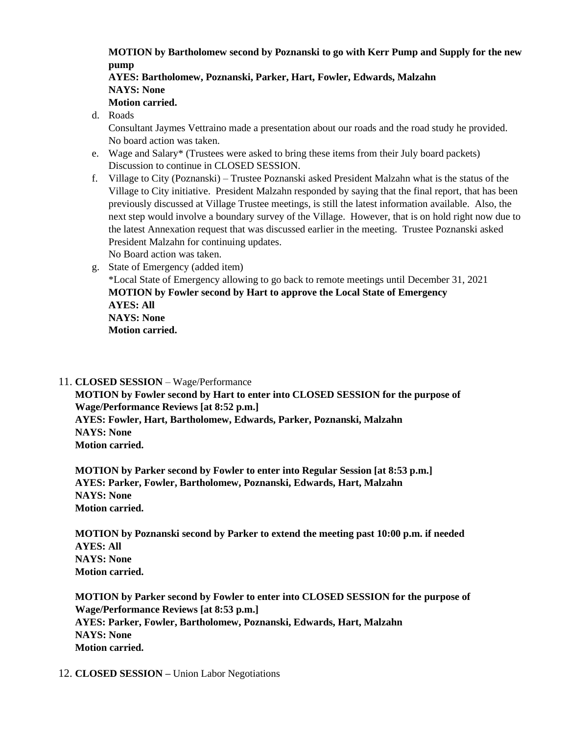**MOTION by Bartholomew second by Poznanski to go with Kerr Pump and Supply for the new pump**
**AYES: Bartholomew, Poznanski, Parker, Hart, Fowler, Edwards, Malzahn**
**NAYS: None**
**Motion carried.**

d. Roads
Consultant Jaymes Vettraino made a presentation about our roads and the road study he provided. No board action was taken.

e. Wage and Salary* (Trustees were asked to bring these items from their July board packets) Discussion to continue in CLOSED SESSION.

f. Village to City (Poznanski) – Trustee Poznanski asked President Malzahn what is the status of the Village to City initiative. President Malzahn responded by saying that the final report, that has been previously discussed at Village Trustee meetings, is still the latest information available. Also, the next step would involve a boundary survey of the Village. However, that is on hold right now due to the latest Annexation request that was discussed earlier in the meeting. Trustee Poznanski asked President Malzahn for continuing updates.
No Board action was taken.

g. State of Emergency (added item)
*Local State of Emergency allowing to go back to remote meetings until December 31, 2021
**MOTION by Fowler second by Hart to approve the Local State of Emergency**
**AYES: All**
**NAYS: None**
**Motion carried.**

11. **CLOSED SESSION** – Wage/Performance

**MOTION by Fowler second by Hart to enter into CLOSED SESSION for the purpose of Wage/Performance Reviews [at 8:52 p.m.]**
**AYES: Fowler, Hart, Bartholomew, Edwards, Parker, Poznanski, Malzahn**
**NAYS: None**
**Motion carried.**

**MOTION by Parker second by Fowler to enter into Regular Session [at 8:53 p.m.]**
**AYES: Parker, Fowler, Bartholomew, Poznanski, Edwards, Hart, Malzahn**
**NAYS: None**
**Motion carried.**

**MOTION by Poznanski second by Parker to extend the meeting past 10:00 p.m. if needed**
**AYES: All**
**NAYS: None**
**Motion carried.**

**MOTION by Parker second by Fowler to enter into CLOSED SESSION for the purpose of Wage/Performance Reviews [at 8:53 p.m.]**
**AYES: Parker, Fowler, Bartholomew, Poznanski, Edwards, Hart, Malzahn**
**NAYS: None**
**Motion carried.**

12. **CLOSED SESSION –** Union Labor Negotiations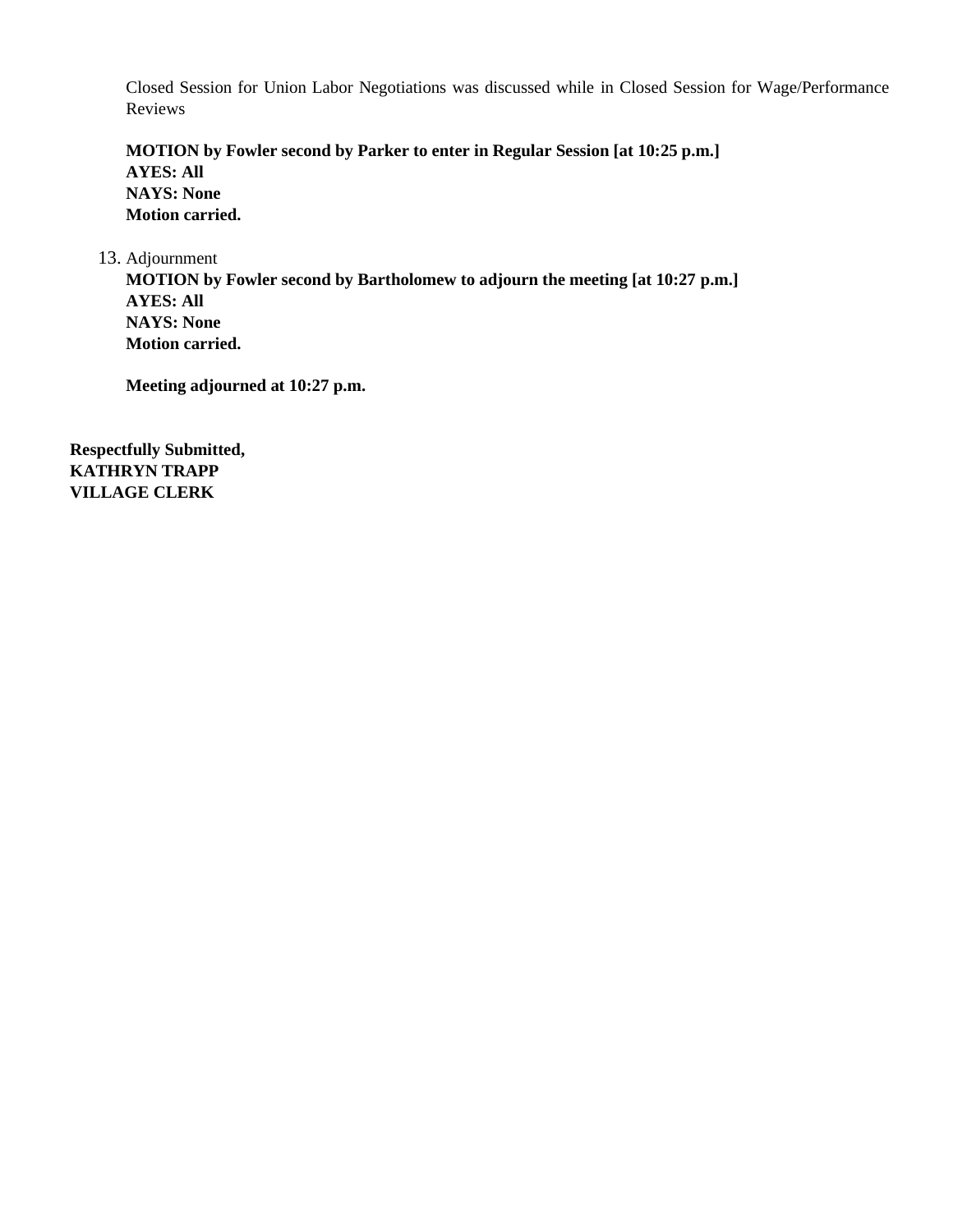Closed Session for Union Labor Negotiations was discussed while in Closed Session for Wage/Performance Reviews

**MOTION by Fowler second by Parker to enter in Regular Session [at 10:25 p.m.]**
**AYES: All**
**NAYS: None**
**Motion carried.**

13. Adjournment

**MOTION by Fowler second by Bartholomew to adjourn the meeting [at 10:27 p.m.]**
**AYES: All**
**NAYS: None**
**Motion carried.**

**Meeting adjourned at 10:27 p.m.**

**Respectfully Submitted,**
**KATHRYN TRAPP**
**VILLAGE CLERK**